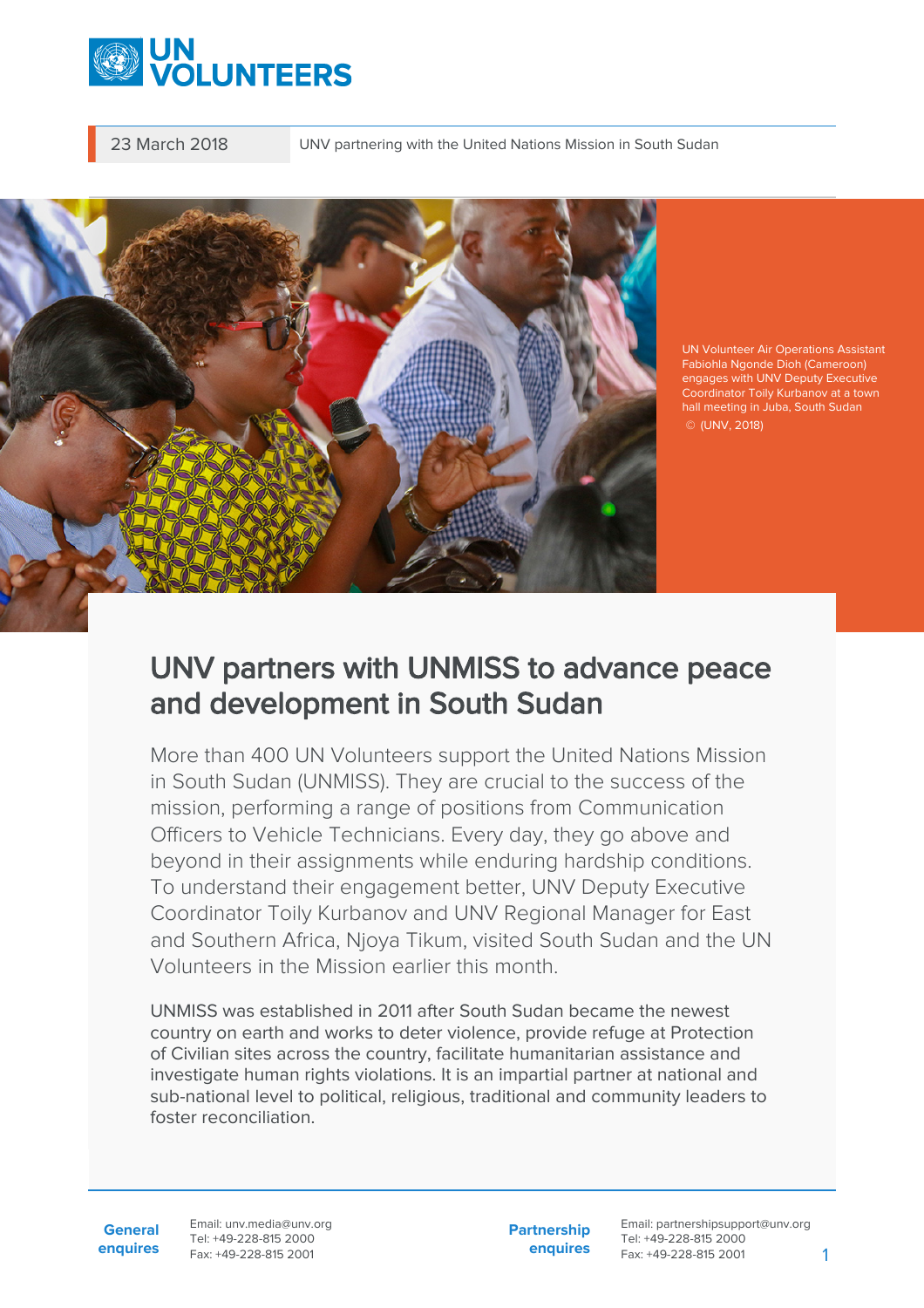23 March 2018 | UNV partnering with the United Nations Mission in South Sudan

UN Volunteer Air Operations Assistant Fabiohla Ngonde Dioh (Cameroon) engages with UNV Deputy Executive Coordinator Toily Kurbanov at a town hall meeting in Juba, South Sudan © (UNV, 2018)

# UNV partners with UNMISS to advance peace and development in South Sudan

More than 400 UN Volunteers support the United Nations Mission in South Sudan (UNMISS). They are crucial to the success of the mission, performing a range of positions from Communication Officers to Vehicle Technicians. Every day, they go above and beyond in their assignments while enduring hardship conditions. To understand their engagement better, UNV Deputy Executive Coordinator Toily Kurbanov and UNV Regional Manager for East and Southern Africa, Njoya Tikum, visited South Sudan and the UN Volunteers in the Mission earlier this month.

UNMISS was established in 2011 after South Sudan became the newest country on earth and works to deter violence, provide refuge at Protection of Civilian sites across the country, facilitate humanitarian assistance and investigate human rights violations. It is an impartial partner at national and sub-national level to political, religious, traditional and community leaders to foster reconciliation.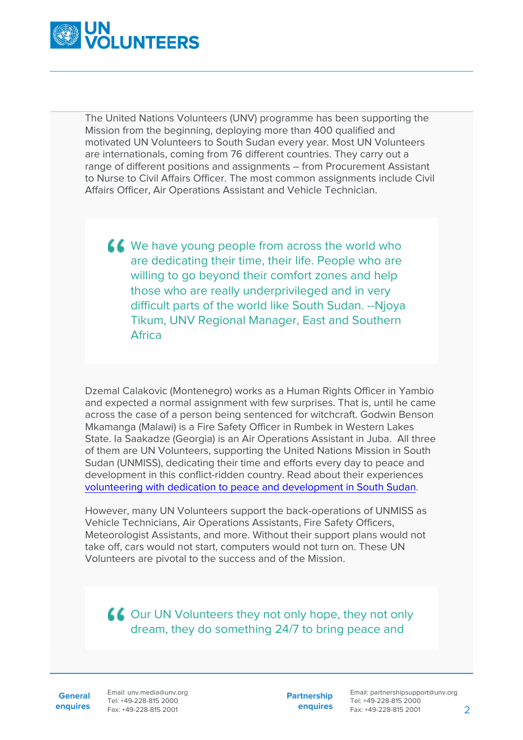The United Nations Volunteers (UNV) programme has been supporting the Mission from the beginning, deploying more than 400 qualified and motivated UN Volunteers to South Sudan every year. Most UN Volunteers are internationals, coming from 76 different countries. They carry out a range of different positions and assignments – from Procurement Assistant to Nurse to Civil Affairs Officer. The most common assignments include Civil Affairs Officer, Air Operations Assistant and Vehicle Technician.

> We have young people from across the world who are dedicating their time, their life. People who are willing to go beyond their comfort zones and help those who are really underprivileged and in very difficult parts of the world like South Sudan. --Njoya Tikum, UNV Regional Manager, East and Southern Africa

Dzemal Calakovic (Montenegro) works as a Human Rights Officer in Yambio and expected a normal assignment with few surprises. That is, until he came across the case of a person being sentenced for witchcraft. Godwin Benson Mkamanga (Malawi) is a Fire Safety Officer in Rumbek in Western Lakes State. Ia Saakadze (Georgia) is an Air Operations Assistant in Juba. All three of them are UN Volunteers, supporting the United Nations Mission in South Sudan (UNMISS), dedicating their time and efforts every day to peace and development in this conflict-ridden country. Read about their experiences volunteering with dedication to peace and development in South Sudan.

However, many UN Volunteers support the back-operations of UNMISS as Vehicle Technicians, Air Operations Assistants, Fire Safety Officers, Meteorologist Assistants, and more. Without their support plans would not take off, cars would not start, computers would not turn on. These UN Volunteers are pivotal to the success and of the Mission.

> Our UN Volunteers they not only hope, they not only dream, they do something 24/7 to bring peace and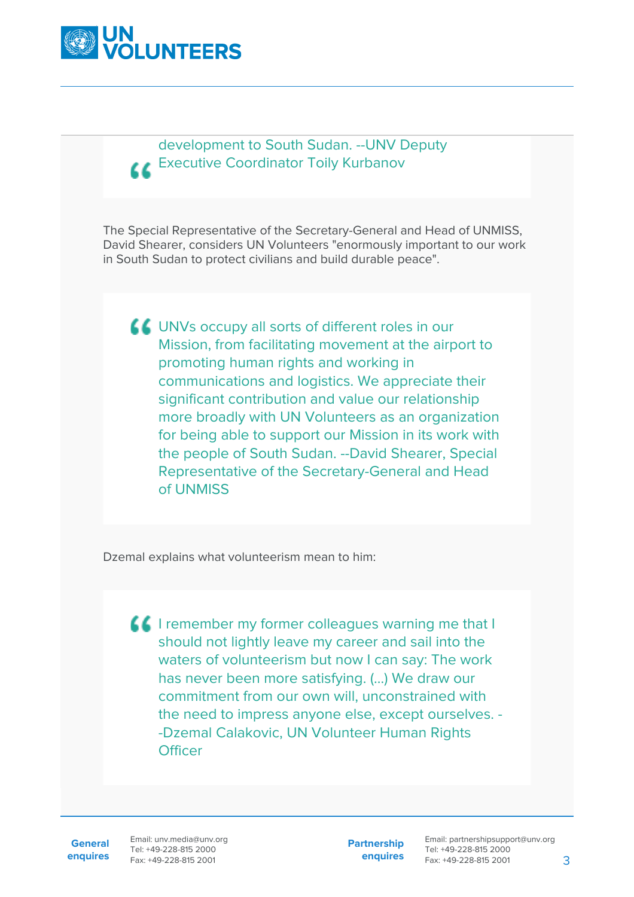> development to South Sudan. --UNV Deputy Executive Coordinator Toily Kurbanov

The Special Representative of the Secretary-General and Head of UNMISS, David Shearer, considers UN Volunteers "enormously important to our work in South Sudan to protect civilians and build durable peace".

> UNVs occupy all sorts of different roles in our Mission, from facilitating movement at the airport to promoting human rights and working in communications and logistics. We appreciate their significant contribution and value our relationship more broadly with UN Volunteers as an organization for being able to support our Mission in its work with the people of South Sudan. --David Shearer, Special Representative of the Secretary-General and Head of UNMISS

Dzemal explains what volunteerism mean to him:

> I remember my former colleagues warning me that I should not lightly leave my career and sail into the waters of volunteerism but now I can say: The work has never been more satisfying. (...) We draw our commitment from our own will, unconstrained with the need to impress anyone else, except ourselves. --Dzemal Calakovic, UN Volunteer Human Rights Officer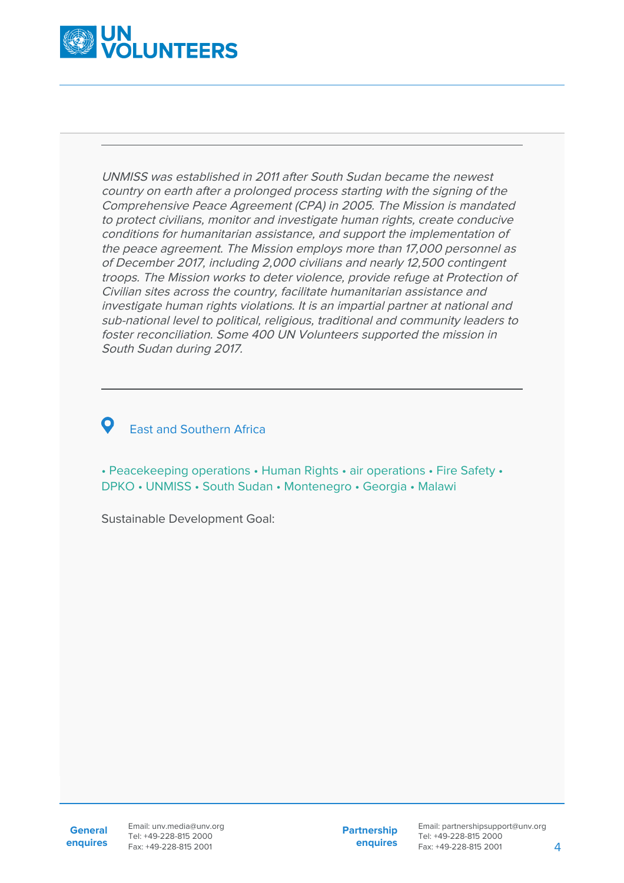*UNMISS was established in 2011 after South Sudan became the newest country on earth after a prolonged process starting with the signing of the Comprehensive Peace Agreement (CPA) in 2005. The Mission is mandated to protect civilians, monitor and investigate human rights, create conducive conditions for humanitarian assistance, and support the implementation of the peace agreement. The Mission employs more than 17,000 personnel as of December 2017, including 2,000 civilians and nearly 12,500 contingent troops. The Mission works to deter violence, provide refuge at Protection of Civilian sites across the country, facilitate humanitarian assistance and investigate human rights violations. It is an impartial partner at national and sub-national level to political, religious, traditional and community leaders to foster reconciliation. Some 400 UN Volunteers supported the mission in South Sudan during 2017.*

---

East and Southern Africa

• Peacekeeping operations • Human Rights • air operations • Fire Safety • DPKO • UNMISS • South Sudan • Montenegro • Georgia • Malawi

Sustainable Development Goal:

**General enquires**
Email: unv.media@unv.org
Tel: +49-228-815 2000
Fax: +49-228-815 2001

**Partnership enquires**
Email: partnershipsupport@unv.org
Tel: +49-228-815 2000
Fax: +49-228-815 2001